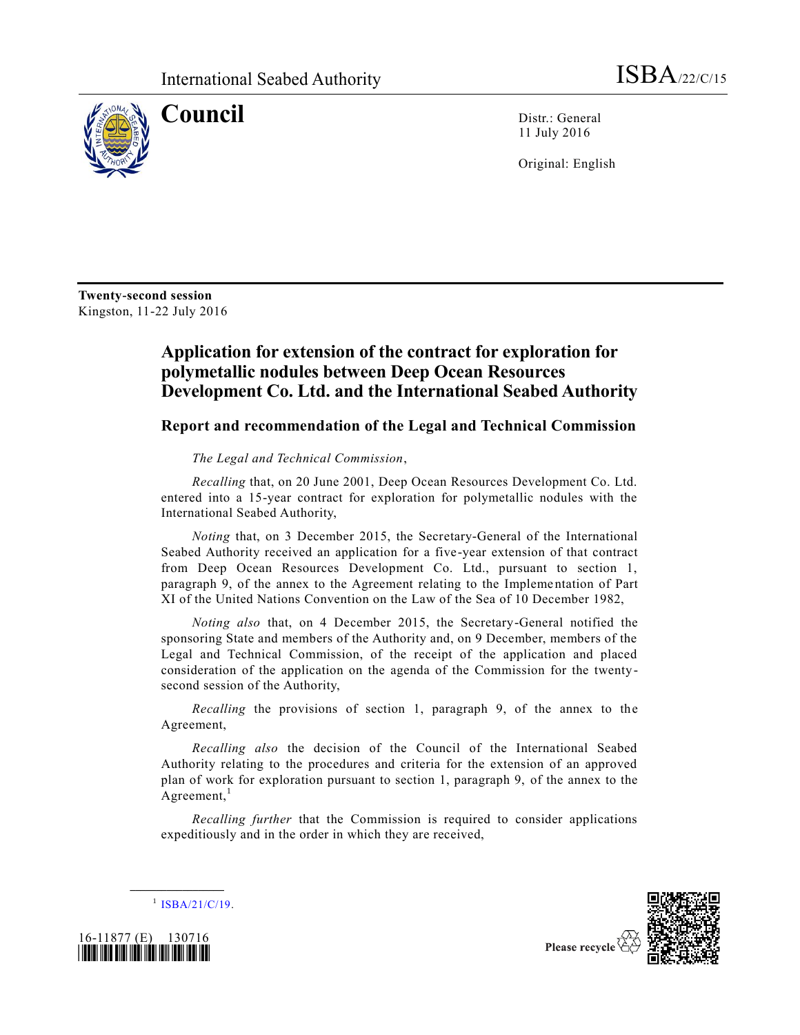International Seabed Authority ISBA/22/C/15

# Council

Distr.: General
11 July 2016

Original: English

**Twenty-second session**
Kingston, 11-22 July 2016

## Application for extension of the contract for exploration for polymetallic nodules between Deep Ocean Resources Development Co. Ltd. and the International Seabed Authority

### Report and recommendation of the Legal and Technical Commission

*The Legal and Technical Commission*,

*Recalling* that, on 20 June 2001, Deep Ocean Resources Development Co. Ltd. entered into a 15-year contract for exploration for polymetallic nodules with the International Seabed Authority,

*Noting* that, on 3 December 2015, the Secretary-General of the International Seabed Authority received an application for a five-year extension of that contract from Deep Ocean Resources Development Co. Ltd., pursuant to section 1, paragraph 9, of the annex to the Agreement relating to the Implementation of Part XI of the United Nations Convention on the Law of the Sea of 10 December 1982,

*Noting also* that, on 4 December 2015, the Secretary-General notified the sponsoring State and members of the Authority and, on 9 December, members of the Legal and Technical Commission, of the receipt of the application and placed consideration of the application on the agenda of the Commission for the twenty-second session of the Authority,

*Recalling* the provisions of section 1, paragraph 9, of the annex to the Agreement,

*Recalling also* the decision of the Council of the International Seabed Authority relating to the procedures and criteria for the extension of an approved plan of work for exploration pursuant to section 1, paragraph 9, of the annex to the Agreement,[1]

*Recalling further* that the Commission is required to consider applications expeditiously and in the order in which they are received,

[1] ISBA/21/C/19.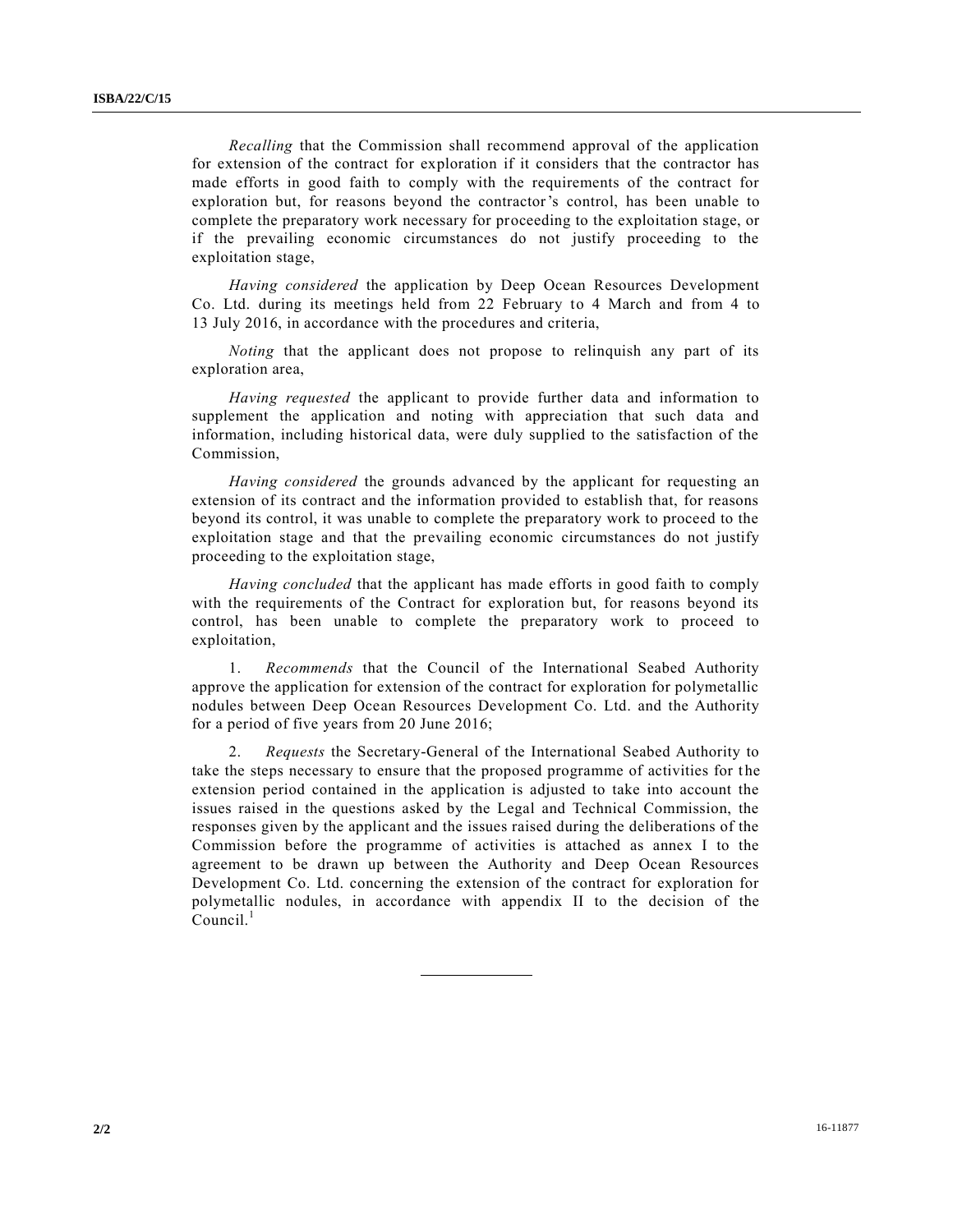*Recalling* that the Commission shall recommend approval of the application for extension of the contract for exploration if it considers that the contractor has made efforts in good faith to comply with the requirements of the contract for exploration but, for reasons beyond the contractor's control, has been unable to complete the preparatory work necessary for proceeding to the exploitation stage, or if the prevailing economic circumstances do not justify proceeding to the exploitation stage,

*Having considered* the application by Deep Ocean Resources Development Co. Ltd. during its meetings held from 22 February to 4 March and from 4 to 13 July 2016, in accordance with the procedures and criteria,

*Noting* that the applicant does not propose to relinquish any part of its exploration area,

*Having requested* the applicant to provide further data and information to supplement the application and noting with appreciation that such data and information, including historical data, were duly supplied to the satisfaction of the Commission,

*Having considered* the grounds advanced by the applicant for requesting an extension of its contract and the information provided to establish that, for reasons beyond its control, it was unable to complete the preparatory work to proceed to the exploitation stage and that the prevailing economic circumstances do not justify proceeding to the exploitation stage,

*Having concluded* that the applicant has made efforts in good faith to comply with the requirements of the Contract for exploration but, for reasons beyond its control, has been unable to complete the preparatory work to proceed to exploitation,

1. *Recommends* that the Council of the International Seabed Authority approve the application for extension of the contract for exploration for polymetallic nodules between Deep Ocean Resources Development Co. Ltd. and the Authority for a period of five years from 20 June 2016;

2. *Requests* the Secretary-General of the International Seabed Authority to take the steps necessary to ensure that the proposed programme of activities for the extension period contained in the application is adjusted to take into account the issues raised in the questions asked by the Legal and Technical Commission, the responses given by the applicant and the issues raised during the deliberations of the Commission before the programme of activities is attached as annex I to the agreement to be drawn up between the Authority and Deep Ocean Resources Development Co. Ltd. concerning the extension of the contract for exploration for polymetallic nodules, in accordance with appendix II to the decision of the Council.[1]